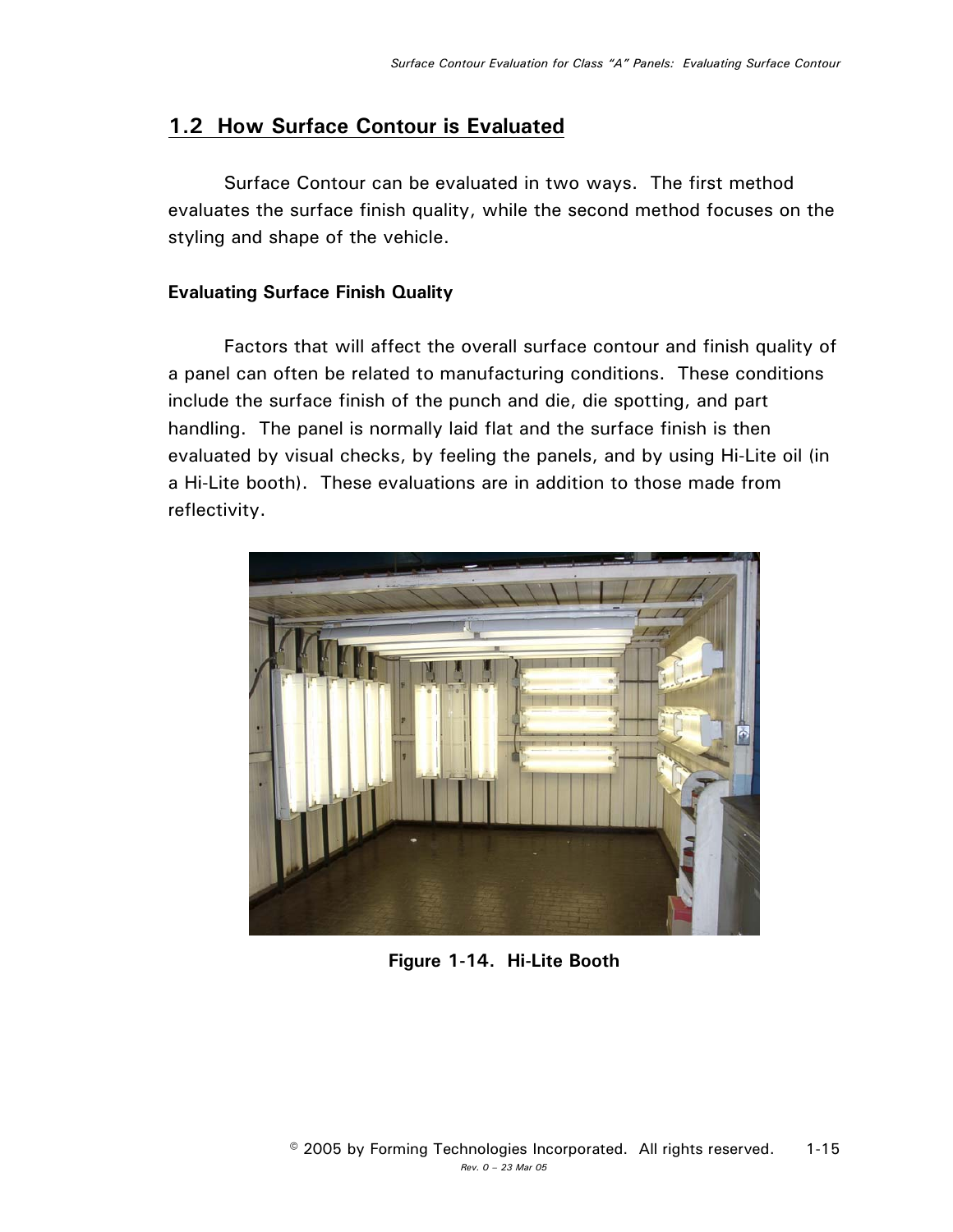## 1.2 How Surface Contour is Evaluated

Surface Contour can be evaluated in two ways. The first method evaluates the surface finish quality, while the second method focuses on the styling and shape of the vehicle.

### Evaluating Surface Finish Quality

Factors that will affect the overall surface contour and finish quality of a panel can often be related to manufacturing conditions. These conditions include the surface finish of the punch and die, die spotting, and part handling. The panel is normally laid flat and the surface finish is then evaluated by visual checks, by feeling the panels, and by using Hi-Lite oil (in a Hi-Lite booth). These evaluations are in addition to those made from reflectivity.

**Figure 1-14. Hi-Lite Booth**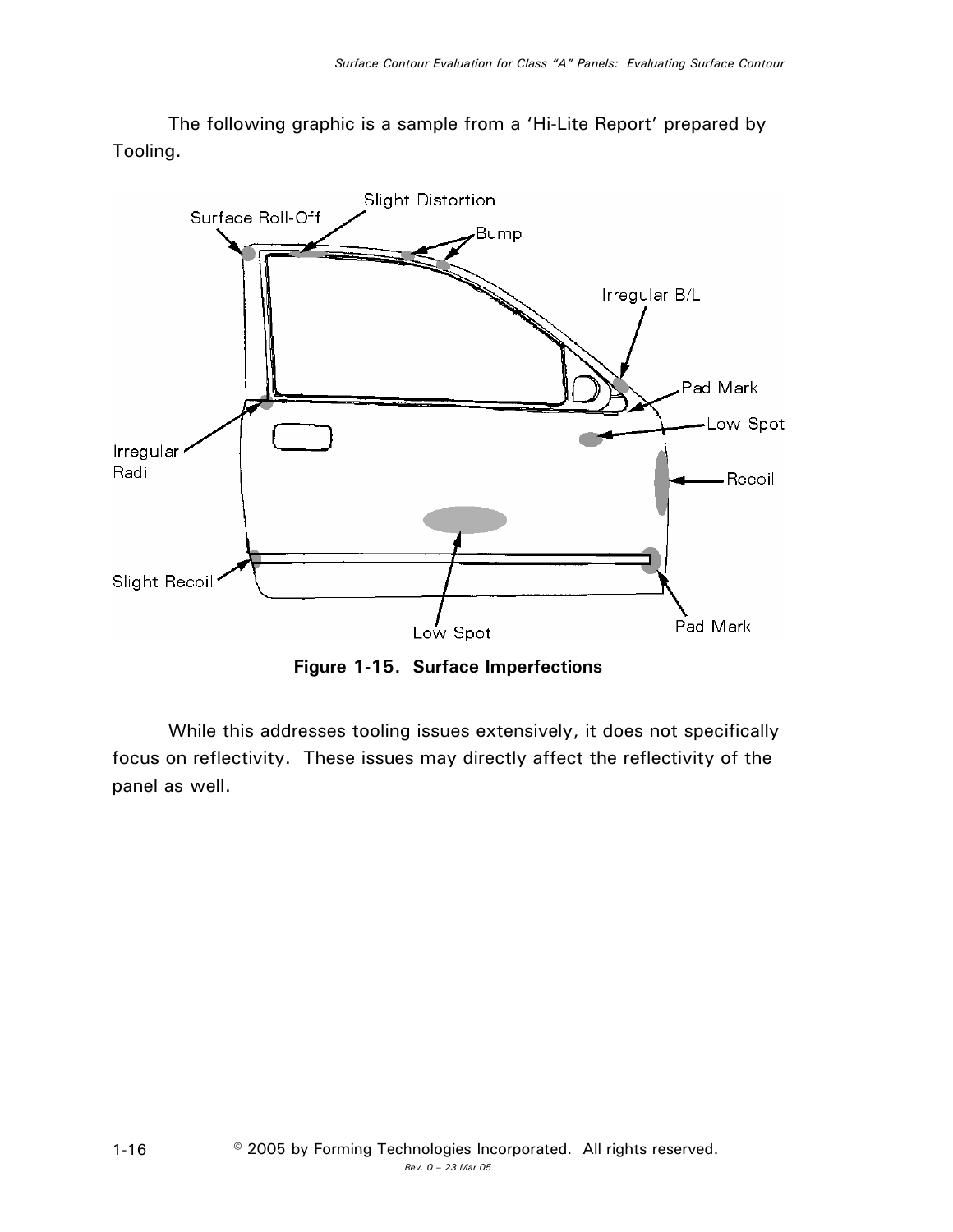The following graphic is a sample from a 'Hi-Lite Report' prepared by Tooling.

Surface Roll-Off

Slight Distortion

Bump

Irregular B/L

Pad Mark

Low Spot

Recoil

Irregular Radii

Slight Recoil

Low Spot

Pad Mark

**Figure 1-15. Surface Imperfections**

While this addresses tooling issues extensively, it does not specifically focus on reflectivity. These issues may directly affect the reflectivity of the panel as well.